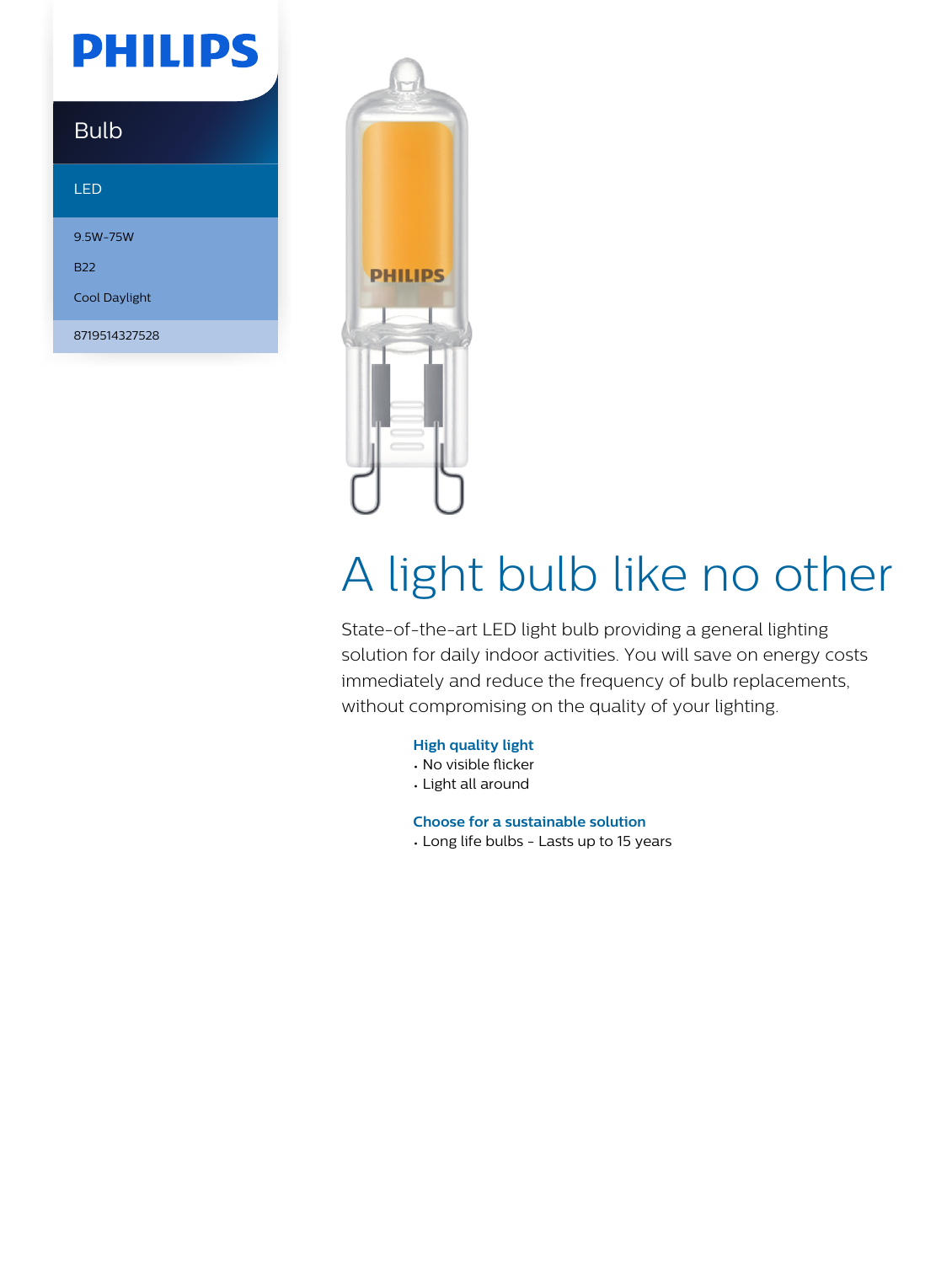PHILIPS

Bulb

LED

9.5W-75W

B22

Cool Daylight

8719514327528

# A light bulb like no other

State-of-the-art LED light bulb providing a general lighting solution for daily indoor activities. You will save on energy costs immediately and reduce the frequency of bulb replacements, without compromising on the quality of your lighting.

### High quality light

- No visible flicker
- Light all around

### Choose for a sustainable solution

- Long life bulbs - Lasts up to 15 years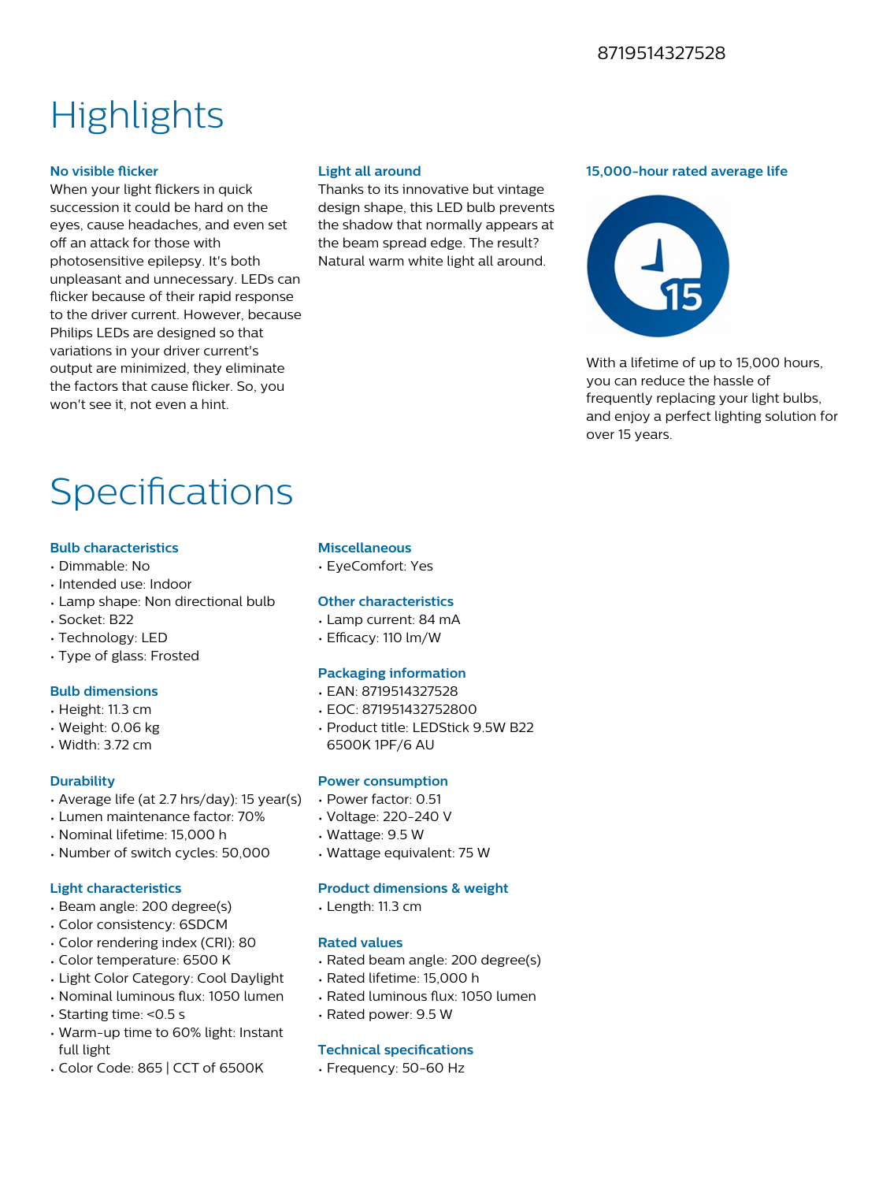8719514327528

# Highlights

### No visible flicker

When your light flickers in quick succession it could be hard on the eyes, cause headaches, and even set off an attack for those with photosensitive epilepsy. It's both unpleasant and unnecessary. LEDs can flicker because of their rapid response to the driver current. However, because Philips LEDs are designed so that variations in your driver current's output are minimized, they eliminate the factors that cause flicker. So, you won't see it, not even a hint.

### Light all around

Thanks to its innovative but vintage design shape, this LED bulb prevents the shadow that normally appears at the beam spread edge. The result? Natural warm white light all around.

### 15,000-hour rated average life

With a lifetime of up to 15,000 hours, you can reduce the hassle of frequently replacing your light bulbs, and enjoy a perfect lighting solution for over 15 years.

# Specifications

### Bulb characteristics

- Dimmable: No
- Intended use: Indoor
- Lamp shape: Non directional bulb
- Socket: B22
- Technology: LED
- Type of glass: Frosted

### Bulb dimensions

- Height: 11.3 cm
- Weight: 0.06 kg
- Width: 3.72 cm

### Durability

- Average life (at 2.7 hrs/day): 15 year(s)
- Lumen maintenance factor: 70%
- Nominal lifetime: 15,000 h
- Number of switch cycles: 50,000

### Light characteristics

- Beam angle: 200 degree(s)
- Color consistency: 6SDCM
- Color rendering index (CRI): 80
- Color temperature: 6500 K
- Light Color Category: Cool Daylight
- Nominal luminous flux: 1050 lumen
- Starting time: <0.5 s
- Warm-up time to 60% light: Instant full light
- Color Code: 865 | CCT of 6500K

### Miscellaneous

- EyeComfort: Yes

### Other characteristics

- Lamp current: 84 mA
- Efficacy: 110 lm/W

### Packaging information

- EAN: 8719514327528
- EOC: 871951432752800
- Product title: LEDStick 9.5W B22 6500K 1PF/6 AU

### Power consumption

- Power factor: 0.51
- Voltage: 220-240 V
- Wattage: 9.5 W
- Wattage equivalent: 75 W

### Product dimensions & weight

- Length: 11.3 cm

### Rated values

- Rated beam angle: 200 degree(s)
- Rated lifetime: 15,000 h
- Rated luminous flux: 1050 lumen
- Rated power: 9.5 W

### Technical specifications

- Frequency: 50-60 Hz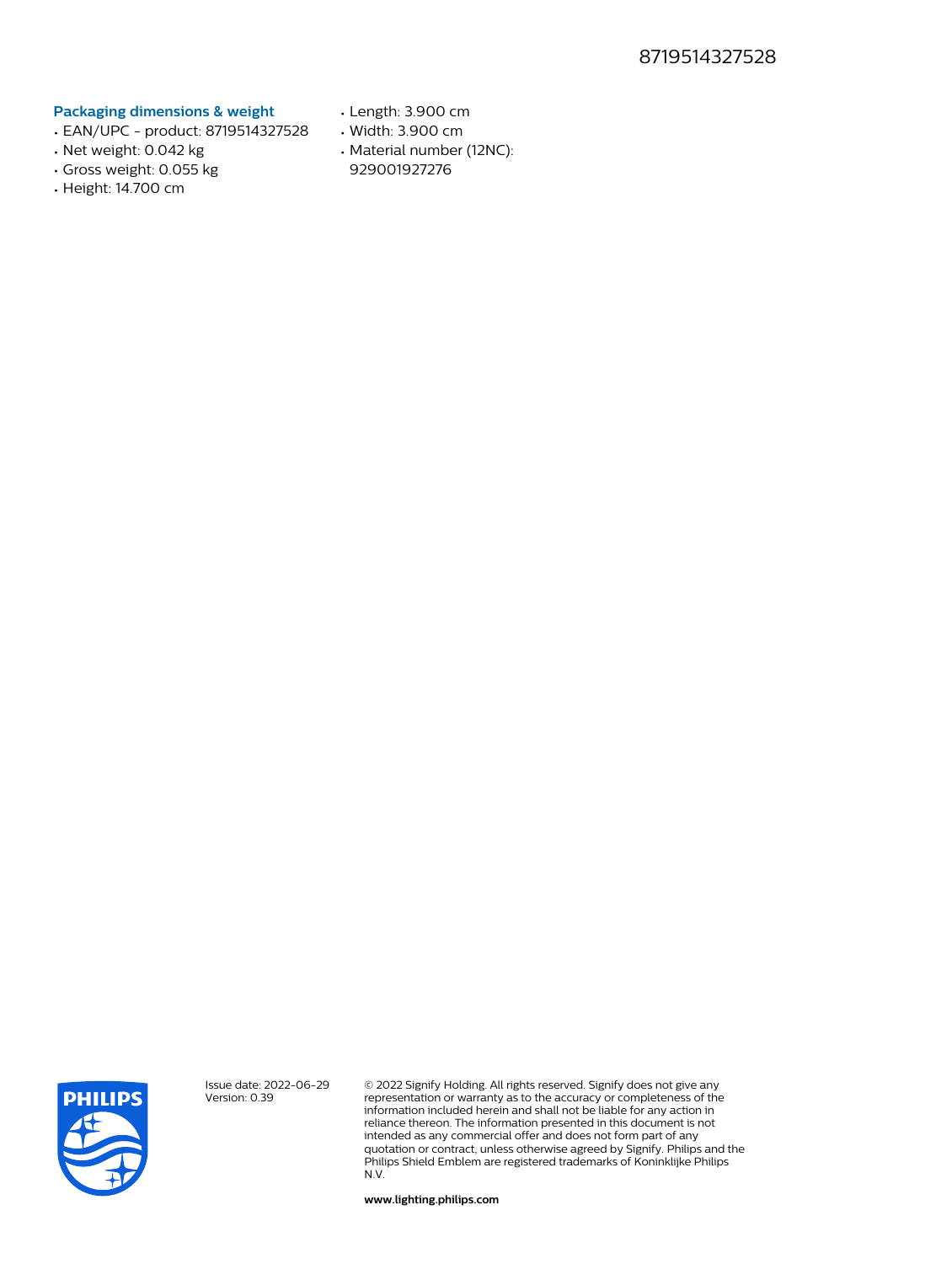#### Packaging dimensions & weight

- EAN/UPC - product: 8719514327528
- Net weight: 0.042 kg
- Gross weight: 0.055 kg
- Height: 14.700 cm
- Length: 3.900 cm
- Width: 3.900 cm
- Material number (12NC): 929001927276

Issue date: 2022-06-29
Version: 0.39

© 2022 Signify Holding. All rights reserved. Signify does not give any representation or warranty as to the accuracy or completeness of the information included herein and shall not be liable for any action in reliance thereon. The information presented in this document is not intended as any commercial offer and does not form part of any quotation or contract, unless otherwise agreed by Signify. Philips and the Philips Shield Emblem are registered trademarks of Koninklijke Philips N.V.

**www.lighting.philips.com**